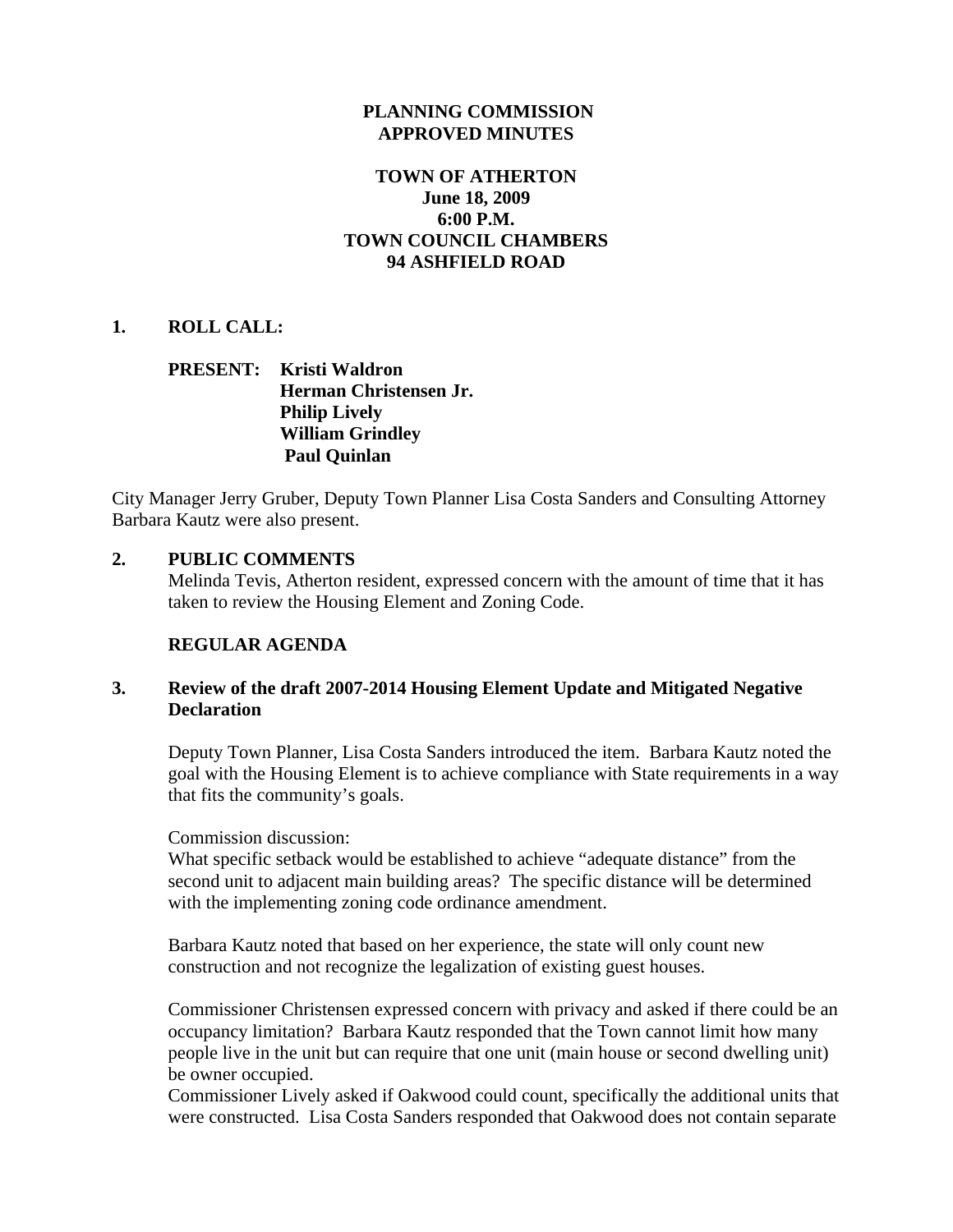**PLANNING COMMISSION**
**APPROVED MINUTES**

**TOWN OF ATHERTON**
**June 18, 2009**
**6:00 P.M.**
**TOWN COUNCIL CHAMBERS**
**94 ASHFIELD ROAD**

## 1. ROLL CALL:

**PRESENT:** **Kristi Waldron**
**Herman Christensen Jr.**
**Philip Lively**
**William Grindley**
**Paul Quinlan**

City Manager Jerry Gruber, Deputy Town Planner Lisa Costa Sanders and Consulting Attorney Barbara Kautz were also present.

## 2. PUBLIC COMMENTS

Melinda Tevis, Atherton resident, expressed concern with the amount of time that it has taken to review the Housing Element and Zoning Code.

**REGULAR AGENDA**

## 3. Review of the draft 2007-2014 Housing Element Update and Mitigated Negative Declaration

Deputy Town Planner, Lisa Costa Sanders introduced the item. Barbara Kautz noted the goal with the Housing Element is to achieve compliance with State requirements in a way that fits the community's goals.

Commission discussion:
What specific setback would be established to achieve "adequate distance" from the second unit to adjacent main building areas? The specific distance will be determined with the implementing zoning code ordinance amendment.

Barbara Kautz noted that based on her experience, the state will only count new construction and not recognize the legalization of existing guest houses.

Commissioner Christensen expressed concern with privacy and asked if there could be an occupancy limitation? Barbara Kautz responded that the Town cannot limit how many people live in the unit but can require that one unit (main house or second dwelling unit) be owner occupied.
Commissioner Lively asked if Oakwood could count, specifically the additional units that were constructed. Lisa Costa Sanders responded that Oakwood does not contain separate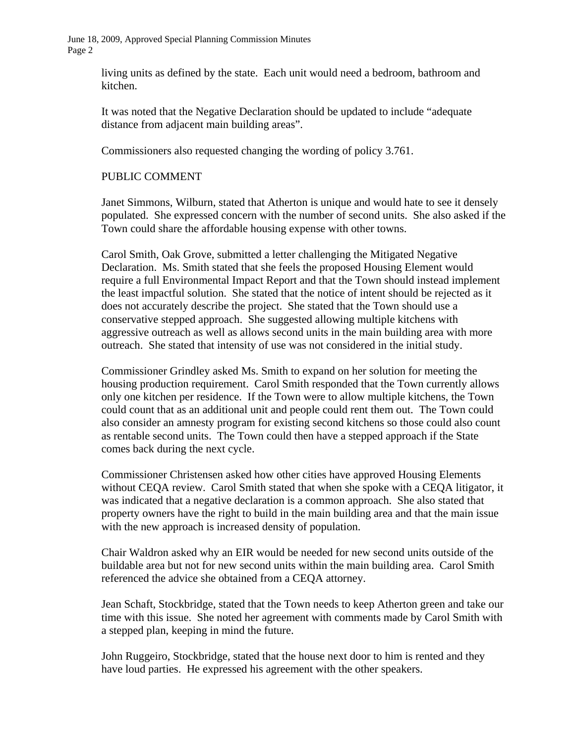living units as defined by the state. Each unit would need a bedroom, bathroom and kitchen.

It was noted that the Negative Declaration should be updated to include "adequate distance from adjacent main building areas".

Commissioners also requested changing the wording of policy 3.761.

PUBLIC COMMENT

Janet Simmons, Wilburn, stated that Atherton is unique and would hate to see it densely populated. She expressed concern with the number of second units. She also asked if the Town could share the affordable housing expense with other towns.

Carol Smith, Oak Grove, submitted a letter challenging the Mitigated Negative Declaration. Ms. Smith stated that she feels the proposed Housing Element would require a full Environmental Impact Report and that the Town should instead implement the least impactful solution. She stated that the notice of intent should be rejected as it does not accurately describe the project. She stated that the Town should use a conservative stepped approach. She suggested allowing multiple kitchens with aggressive outreach as well as allows second units in the main building area with more outreach. She stated that intensity of use was not considered in the initial study.

Commissioner Grindley asked Ms. Smith to expand on her solution for meeting the housing production requirement. Carol Smith responded that the Town currently allows only one kitchen per residence. If the Town were to allow multiple kitchens, the Town could count that as an additional unit and people could rent them out. The Town could also consider an amnesty program for existing second kitchens so those could also count as rentable second units. The Town could then have a stepped approach if the State comes back during the next cycle.

Commissioner Christensen asked how other cities have approved Housing Elements without CEQA review. Carol Smith stated that when she spoke with a CEQA litigator, it was indicated that a negative declaration is a common approach. She also stated that property owners have the right to build in the main building area and that the main issue with the new approach is increased density of population.

Chair Waldron asked why an EIR would be needed for new second units outside of the buildable area but not for new second units within the main building area. Carol Smith referenced the advice she obtained from a CEQA attorney.

Jean Schaft, Stockbridge, stated that the Town needs to keep Atherton green and take our time with this issue. She noted her agreement with comments made by Carol Smith with a stepped plan, keeping in mind the future.

John Ruggeiro, Stockbridge, stated that the house next door to him is rented and they have loud parties. He expressed his agreement with the other speakers.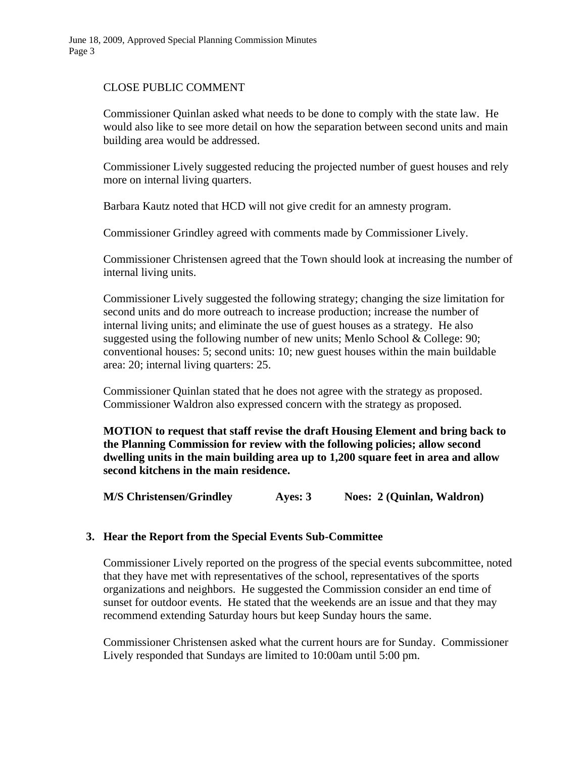CLOSE PUBLIC COMMENT

Commissioner Quinlan asked what needs to be done to comply with the state law. He would also like to see more detail on how the separation between second units and main building area would be addressed.

Commissioner Lively suggested reducing the projected number of guest houses and rely more on internal living quarters.

Barbara Kautz noted that HCD will not give credit for an amnesty program.

Commissioner Grindley agreed with comments made by Commissioner Lively.

Commissioner Christensen agreed that the Town should look at increasing the number of internal living units.

Commissioner Lively suggested the following strategy; changing the size limitation for second units and do more outreach to increase production; increase the number of internal living units; and eliminate the use of guest houses as a strategy. He also suggested using the following number of new units; Menlo School & College: 90; conventional houses: 5; second units: 10; new guest houses within the main buildable area: 20; internal living quarters: 25.

Commissioner Quinlan stated that he does not agree with the strategy as proposed. Commissioner Waldron also expressed concern with the strategy as proposed.

**MOTION to request that staff revise the draft Housing Element and bring back to the Planning Commission for review with the following policies; allow second dwelling units in the main building area up to 1,200 square feet in area and allow second kitchens in the main residence.**

**M/S Christensen/Grindley Ayes: 3 Noes: 2 (Quinlan, Waldron)**

**3. Hear the Report from the Special Events Sub-Committee**

Commissioner Lively reported on the progress of the special events subcommittee, noted that they have met with representatives of the school, representatives of the sports organizations and neighbors. He suggested the Commission consider an end time of sunset for outdoor events. He stated that the weekends are an issue and that they may recommend extending Saturday hours but keep Sunday hours the same.

Commissioner Christensen asked what the current hours are for Sunday. Commissioner Lively responded that Sundays are limited to 10:00am until 5:00 pm.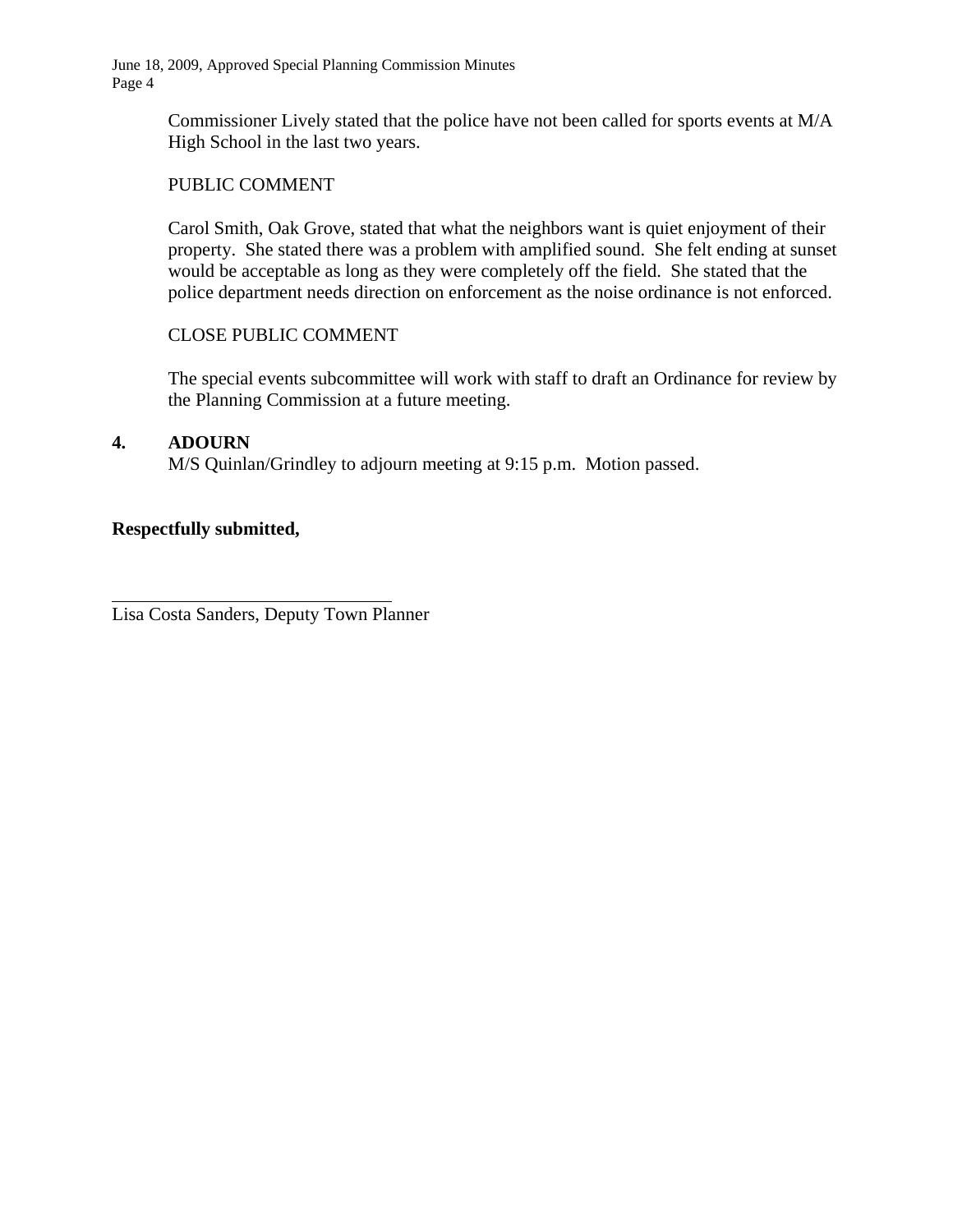Commissioner Lively stated that the police have not been called for sports events at M/A High School in the last two years.

PUBLIC COMMENT

Carol Smith, Oak Grove, stated that what the neighbors want is quiet enjoyment of their property. She stated there was a problem with amplified sound. She felt ending at sunset would be acceptable as long as they were completely off the field. She stated that the police department needs direction on enforcement as the noise ordinance is not enforced.

CLOSE PUBLIC COMMENT

The special events subcommittee will work with staff to draft an Ordinance for review by the Planning Commission at a future meeting.

**4. ADOURN**

M/S Quinlan/Grindley to adjourn meeting at 9:15 p.m. Motion passed.

**Respectfully submitted,**

\_\_\_\_\_\_\_\_\_\_\_\_\_\_\_\_\_\_\_\_\_\_\_\_\_\_\_\_\_\_\_\_

Lisa Costa Sanders, Deputy Town Planner